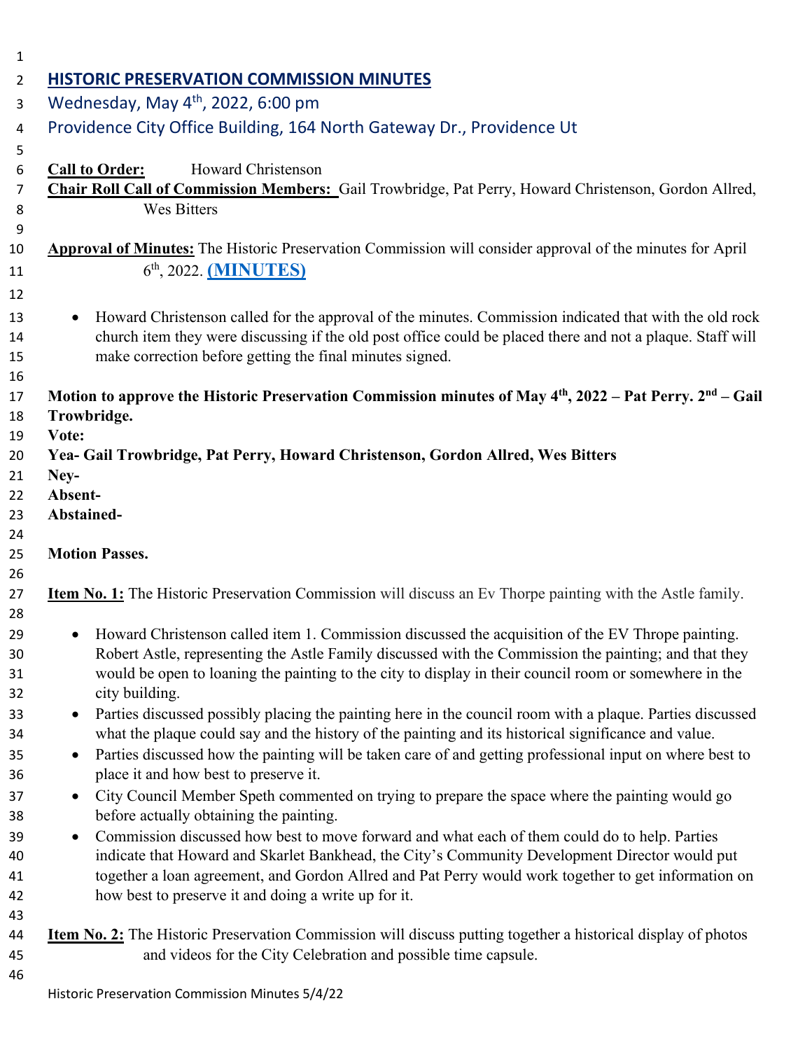# HISTORIC PRESERVATION COMMISSION MINUTES

Wednesday, May 4th, 2022, 6:00 pm

Providence City Office Building, 164 North Gateway Dr., Providence Ut

**Call to Order:** Howard Christenson

**Chair Roll Call of Commission Members:** Gail Trowbridge, Pat Perry, Howard Christenson, Gordon Allred, Wes Bitters

**Approval of Minutes:** The Historic Preservation Commission will consider approval of the minutes for April 6th, 2022. **(MINUTES)**

- Howard Christenson called for the approval of the minutes. Commission indicated that with the old rock church item they were discussing if the old post office could be placed there and not a plaque. Staff will make correction before getting the final minutes signed.

**Motion to approve the Historic Preservation Commission minutes of May 4th, 2022 – Pat Perry. 2nd – Gail Trowbridge.**

**Vote:**

**Yea- Gail Trowbridge, Pat Perry, Howard Christenson, Gordon Allred, Wes Bitters**

**Ney-**

**Absent-**

**Abstained-**

**Motion Passes.**

**Item No. 1:** The Historic Preservation Commission will discuss an Ev Thorpe painting with the Astle family.

- Howard Christenson called item 1. Commission discussed the acquisition of the EV Thrope painting. Robert Astle, representing the Astle Family discussed with the Commission the painting; and that they would be open to loaning the painting to the city to display in their council room or somewhere in the city building.
- Parties discussed possibly placing the painting here in the council room with a plaque. Parties discussed what the plaque could say and the history of the painting and its historical significance and value.
- Parties discussed how the painting will be taken care of and getting professional input on where best to place it and how best to preserve it.
- City Council Member Speth commented on trying to prepare the space where the painting would go before actually obtaining the painting.
- Commission discussed how best to move forward and what each of them could do to help. Parties indicate that Howard and Skarlet Bankhead, the City's Community Development Director would put together a loan agreement, and Gordon Allred and Pat Perry would work together to get information on how best to preserve it and doing a write up for it.

**Item No. 2:** The Historic Preservation Commission will discuss putting together a historical display of photos and videos for the City Celebration and possible time capsule.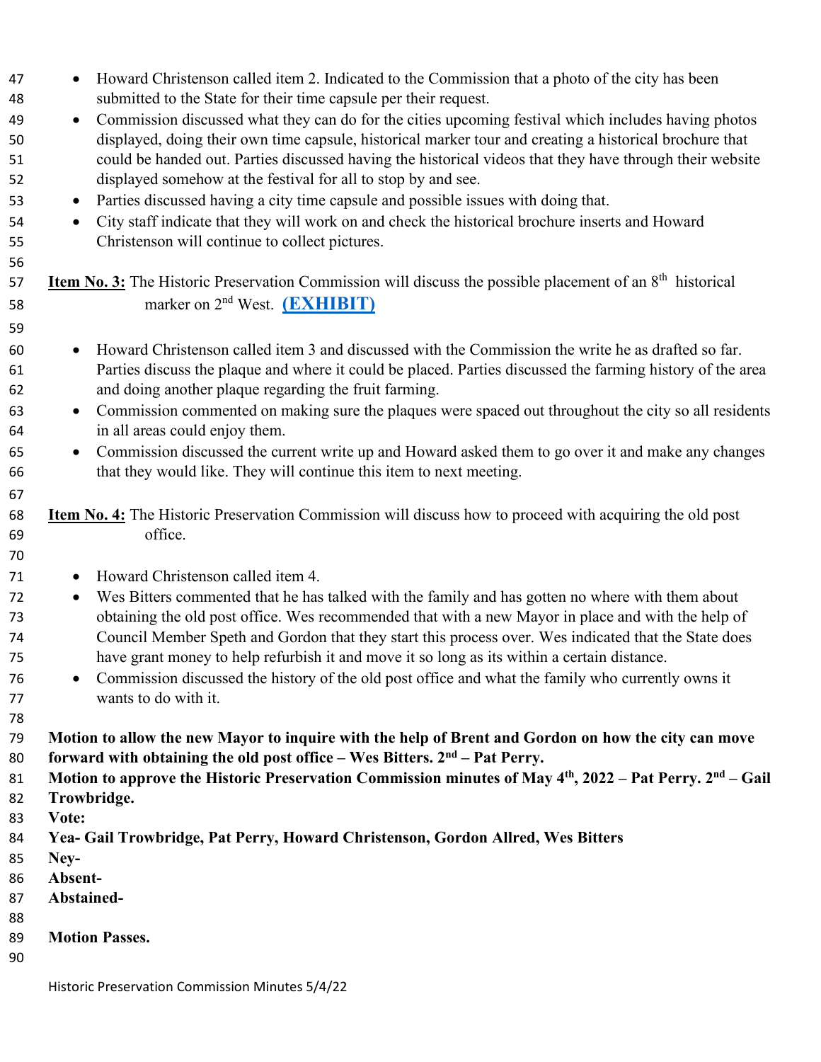- Howard Christenson called item 2. Indicated to the Commission that a photo of the city has been submitted to the State for their time capsule per their request.
- Commission discussed what they can do for the cities upcoming festival which includes having photos displayed, doing their own time capsule, historical marker tour and creating a historical brochure that could be handed out. Parties discussed having the historical videos that they have through their website displayed somehow at the festival for all to stop by and see.
- Parties discussed having a city time capsule and possible issues with doing that.
- City staff indicate that they will work on and check the historical brochure inserts and Howard Christenson will continue to collect pictures.

**Item No. 3:** The Historic Preservation Commission will discuss the possible placement of an 8th historical marker on 2nd West. **(EXHIBIT)**

- Howard Christenson called item 3 and discussed with the Commission the write he as drafted so far. Parties discuss the plaque and where it could be placed. Parties discussed the farming history of the area and doing another plaque regarding the fruit farming.
- Commission commented on making sure the plaques were spaced out throughout the city so all residents in all areas could enjoy them.
- Commission discussed the current write up and Howard asked them to go over it and make any changes that they would like. They will continue this item to next meeting.

**Item No. 4:** The Historic Preservation Commission will discuss how to proceed with acquiring the old post office.

- Howard Christenson called item 4.
- Wes Bitters commented that he has talked with the family and has gotten no where with them about obtaining the old post office. Wes recommended that with a new Mayor in place and with the help of Council Member Speth and Gordon that they start this process over. Wes indicated that the State does have grant money to help refurbish it and move it so long as its within a certain distance.
- Commission discussed the history of the old post office and what the family who currently owns it wants to do with it.

**Motion to allow the new Mayor to inquire with the help of Brent and Gordon on how the city can move forward with obtaining the old post office – Wes Bitters. 2nd – Pat Perry.**
**Motion to approve the Historic Preservation Commission minutes of May 4th, 2022 – Pat Perry. 2nd – Gail Trowbridge.**
**Vote:**
**Yea- Gail Trowbridge, Pat Perry, Howard Christenson, Gordon Allred, Wes Bitters**
**Ney-**
**Absent-**
**Abstained-**

**Motion Passes.**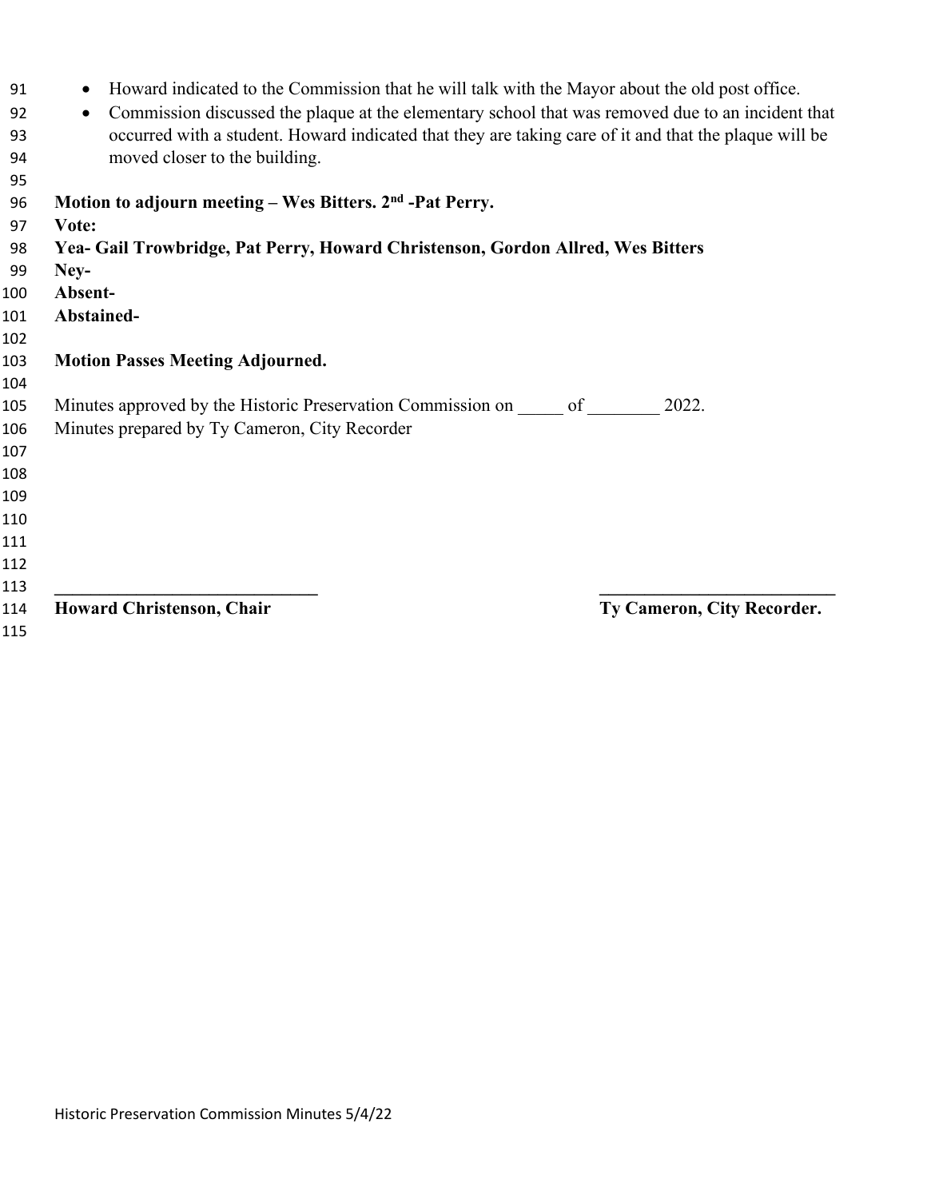- Howard indicated to the Commission that he will talk with the Mayor about the old post office.
- Commission discussed the plaque at the elementary school that was removed due to an incident that occurred with a student. Howard indicated that they are taking care of it and that the plaque will be moved closer to the building.

**Motion to adjourn meeting – Wes Bitters. 2nd -Pat Perry.**
**Vote:**
**Yea- Gail Trowbridge, Pat Perry, Howard Christenson, Gordon Allred, Wes Bitters**
**Ney-**
**Absent-**
**Abstained-**

**Motion Passes Meeting Adjourned.**

Minutes approved by the Historic Preservation Commission on _____ of ________ 2022.
Minutes prepared by Ty Cameron, City Recorder

______________________________ ______________________________
**Howard Christenson, Chair** **Ty Cameron, City Recorder.**